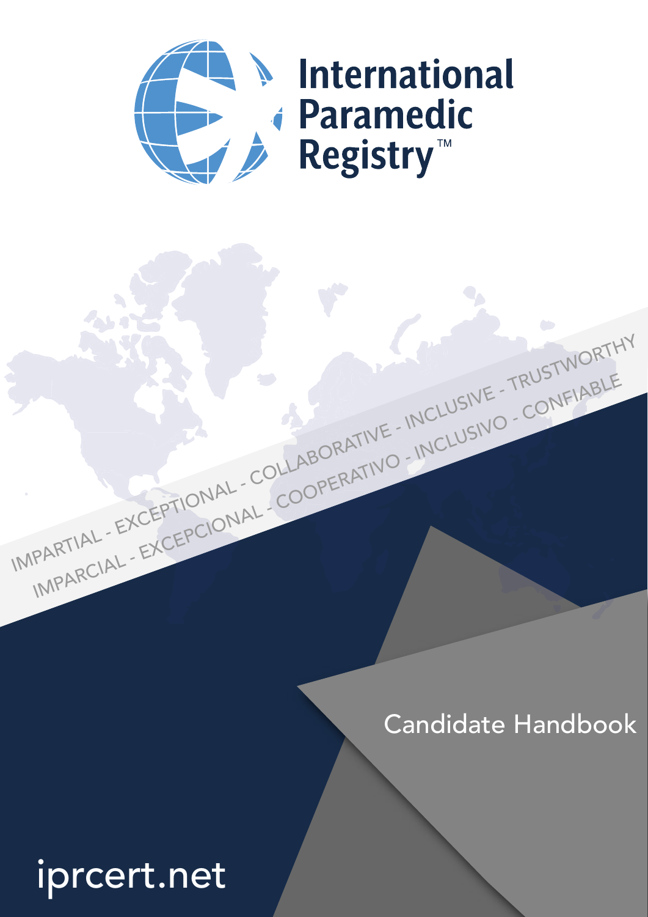# International Paramedic Registry™

IMPARTIAL - EXCEPTIONAL - COLLABORATIVE - INCLUSIVE - TRUSTWORTHY

IMPARCIAL - EXCEPCIONAL - COOPERATIVO - INCLUSIVO - CONFIABLE

## Candidate Handbook

iprcert.net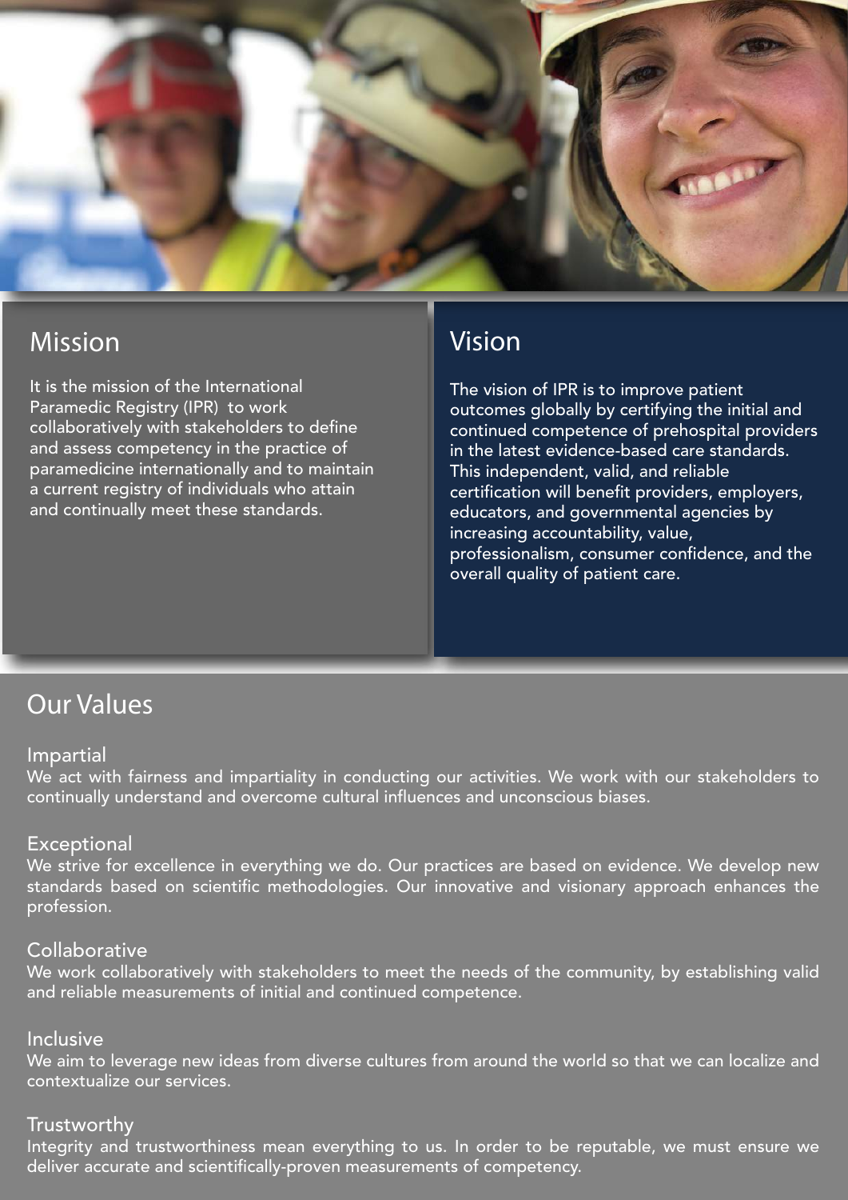## Mission

It is the mission of the International Paramedic Registry (IPR) to work collaboratively with stakeholders to define and assess competency in the practice of paramedicine internationally and to maintain a current registry of individuals who attain and continually meet these standards.

## Vision

The vision of IPR is to improve patient outcomes globally by certifying the initial and continued competence of prehospital providers in the latest evidence-based care standards. This independent, valid, and reliable certification will benefit providers, employers, educators, and governmental agencies by increasing accountability, value, professionalism, consumer confidence, and the overall quality of patient care.

## Our Values

### Impartial

We act with fairness and impartiality in conducting our activities. We work with our stakeholders to continually understand and overcome cultural influences and unconscious biases.

### Exceptional

We strive for excellence in everything we do. Our practices are based on evidence. We develop new standards based on scientific methodologies. Our innovative and visionary approach enhances the profession.

### Collaborative

We work collaboratively with stakeholders to meet the needs of the community, by establishing valid and reliable measurements of initial and continued competence.

### Inclusive

We aim to leverage new ideas from diverse cultures from around the world so that we can localize and contextualize our services.

### Trustworthy

Integrity and trustworthiness mean everything to us. In order to be reputable, we must ensure we deliver accurate and scientifically-proven measurements of competency.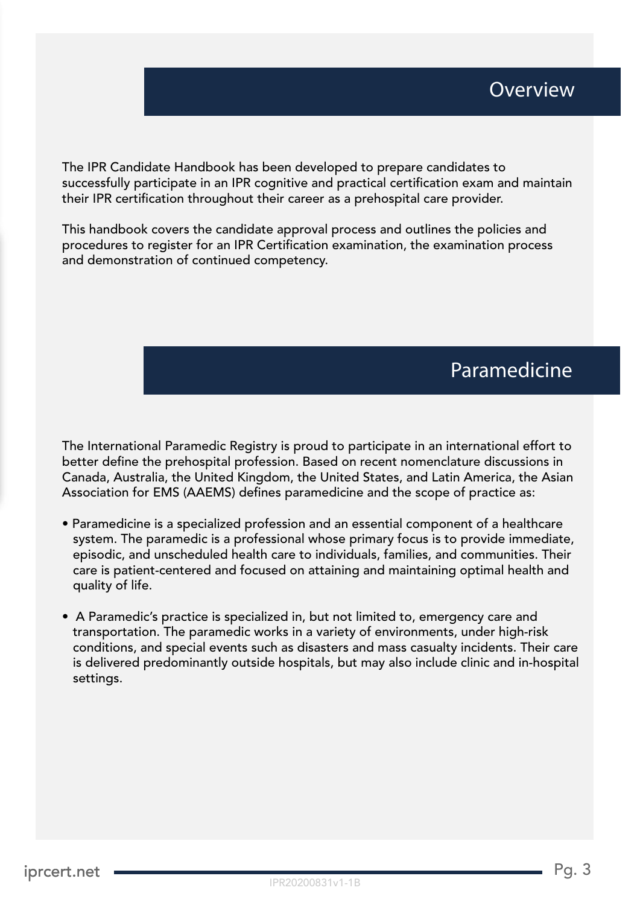## Overview

The IPR Candidate Handbook has been developed to prepare candidates to successfully participate in an IPR cognitive and practical certification exam and maintain their IPR certification throughout their career as a prehospital care provider.

This handbook covers the candidate approval process and outlines the policies and procedures to register for an IPR Certification examination, the examination process and demonstration of continued competency.

## Paramedicine

The International Paramedic Registry is proud to participate in an international effort to better define the prehospital profession. Based on recent nomenclature discussions in Canada, Australia, the United Kingdom, the United States, and Latin America, the Asian Association for EMS (AAEMS) defines paramedicine and the scope of practice as:

- Paramedicine is a specialized profession and an essential component of a healthcare system. The paramedic is a professional whose primary focus is to provide immediate, episodic, and unscheduled health care to individuals, families, and communities. Their care is patient-centered and focused on attaining and maintaining optimal health and quality of life.

- A Paramedic's practice is specialized in, but not limited to, emergency care and transportation. The paramedic works in a variety of environments, under high-risk conditions, and special events such as disasters and mass casualty incidents. Their care is delivered predominantly outside hospitals, but may also include clinic and in-hospital settings.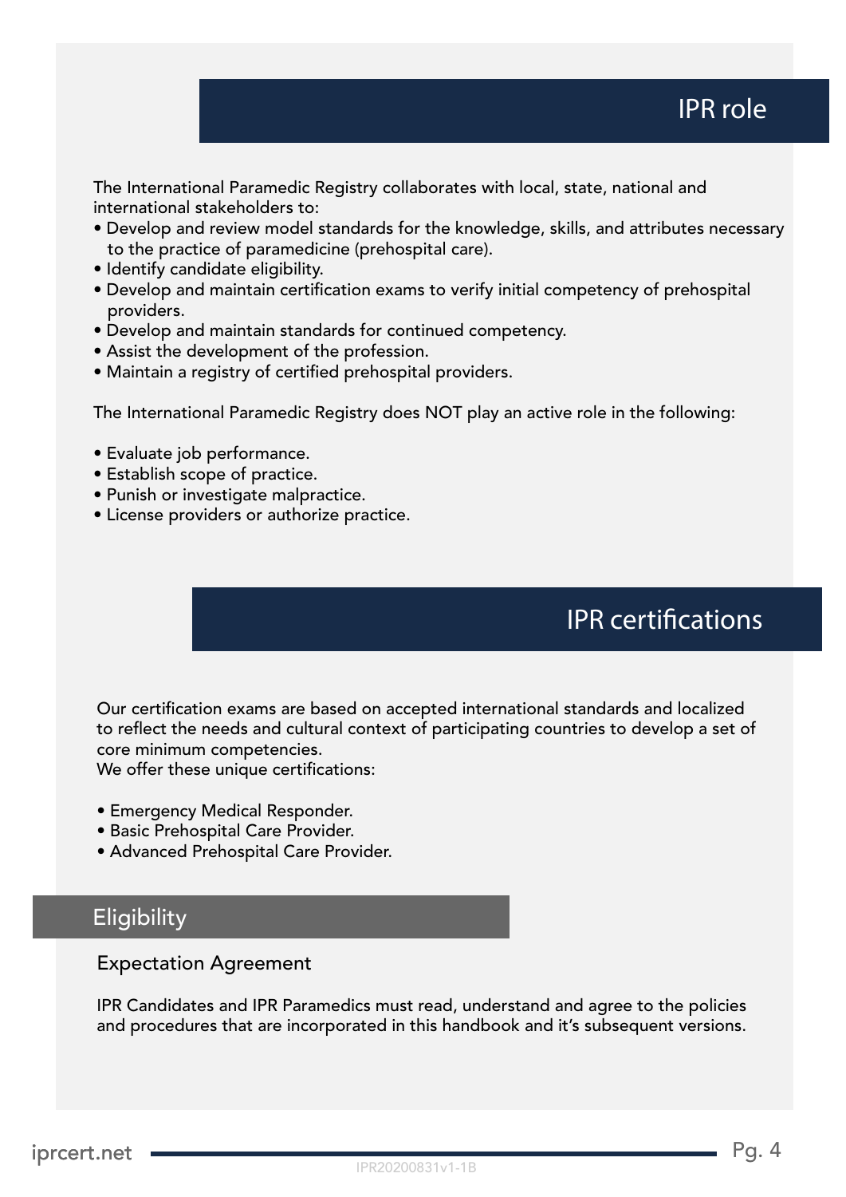## IPR role

The International Paramedic Registry collaborates with local, state, national and international stakeholders to:

- Develop and review model standards for the knowledge, skills, and attributes necessary to the practice of paramedicine (prehospital care).
- Identify candidate eligibility.
- Develop and maintain certification exams to verify initial competency of prehospital providers.
- Develop and maintain standards for continued competency.
- Assist the development of the profession.
- Maintain a registry of certified prehospital providers.

The International Paramedic Registry does NOT play an active role in the following:

- Evaluate job performance.
- Establish scope of practice.
- Punish or investigate malpractice.
- License providers or authorize practice.

## IPR certifications

Our certification exams are based on accepted international standards and localized to reflect the needs and cultural context of participating countries to develop a set of core minimum competencies.
We offer these unique certifications:

- Emergency Medical Responder.
- Basic Prehospital Care Provider.
- Advanced Prehospital Care Provider.

### Eligibility

#### Expectation Agreement

IPR Candidates and IPR Paramedics must read, understand and agree to the policies and procedures that are incorporated in this handbook and it's subsequent versions.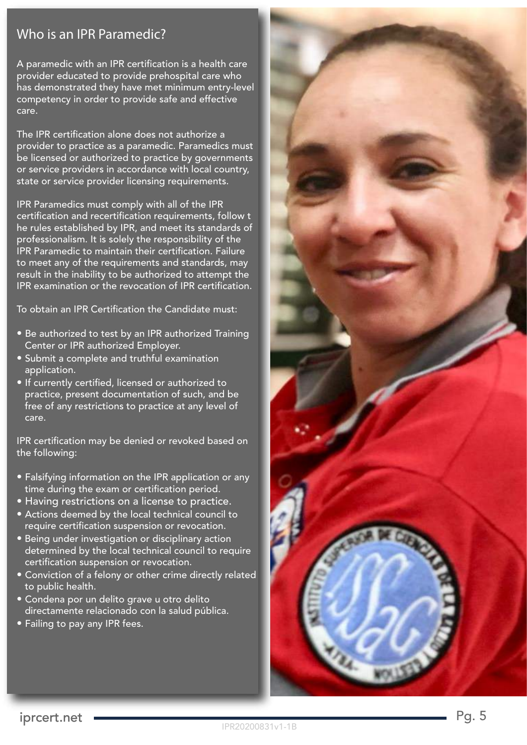## Who is an IPR Paramedic?

A paramedic with an IPR certification is a health care provider educated to provide prehospital care who has demonstrated they have met minimum entry-level competency in order to provide safe and effective care.

The IPR certification alone does not authorize a provider to practice as a paramedic. Paramedics must be licensed or authorized to practice by governments or service providers in accordance with local country, state or service provider licensing requirements.

IPR Paramedics must comply with all of the IPR certification and recertification requirements, follow t he rules established by IPR, and meet its standards of professionalism. It is solely the responsibility of the IPR Paramedic to maintain their certification. Failure to meet any of the requirements and standards, may result in the inability to be authorized to attempt the IPR examination or the revocation of IPR certification.

To obtain an IPR Certification the Candidate must:

- Be authorized to test by an IPR authorized Training Center or IPR authorized Employer.
- Submit a complete and truthful examination application.
- If currently certified, licensed or authorized to practice, present documentation of such, and be free of any restrictions to practice at any level of care.

IPR certification may be denied or revoked based on the following:

- Falsifying information on the IPR application or any time during the exam or certification period.
- Having restrictions on a license to practice.
- Actions deemed by the local technical council to require certification suspension or revocation.
- Being under investigation or disciplinary action determined by the local technical council to require certification suspension or revocation.
- Conviction of a felony or other crime directly related to public health.
- Condena por un delito grave u otro delito directamente relacionado con la salud pública.
- Failing to pay any IPR fees.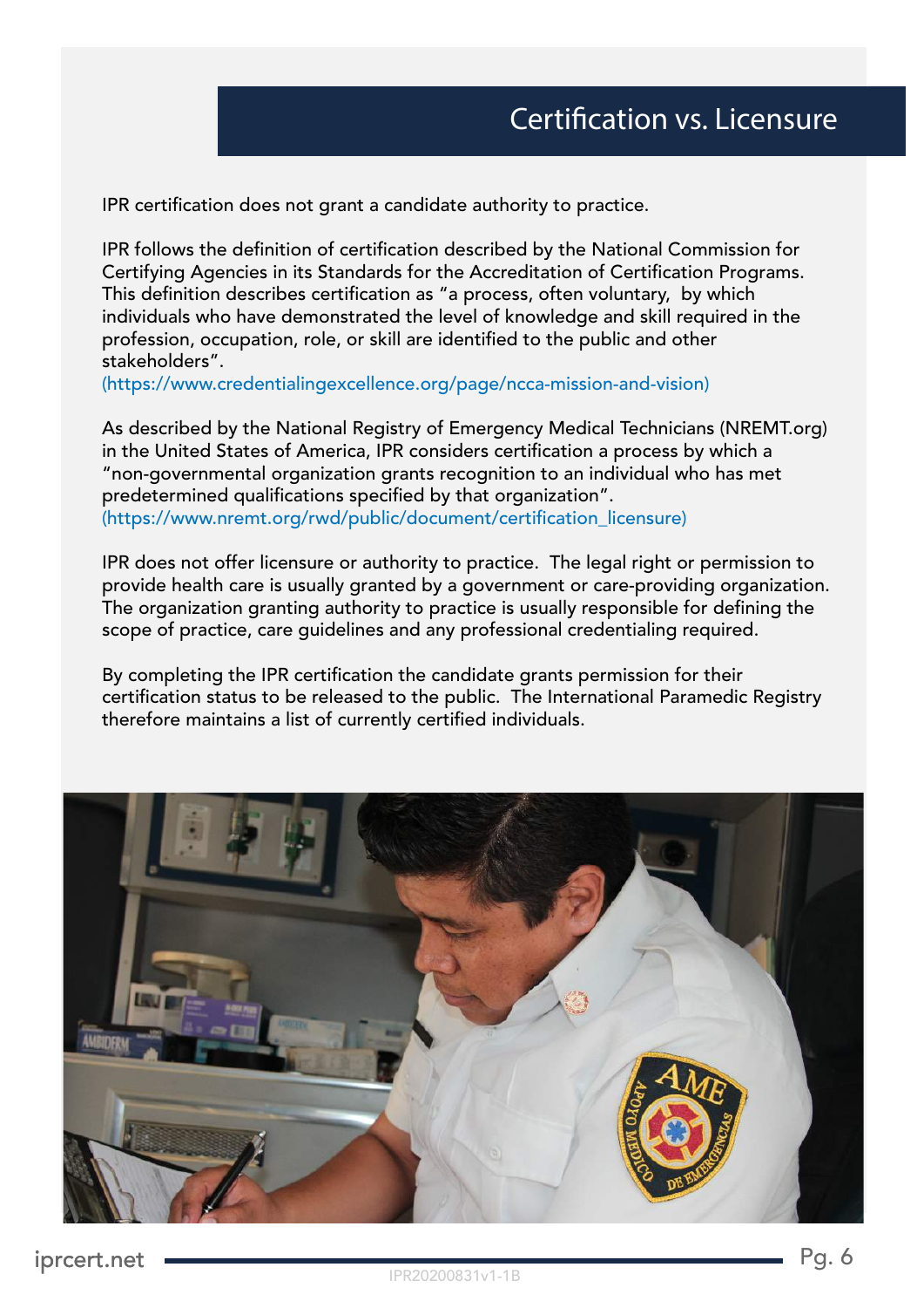# Certification vs. Licensure

IPR certification does not grant a candidate authority to practice.

IPR follows the definition of certification described by the National Commission for Certifying Agencies in its Standards for the Accreditation of Certification Programs. This definition describes certification as "a process, often voluntary, by which individuals who have demonstrated the level of knowledge and skill required in the profession, occupation, role, or skill are identified to the public and other stakeholders".
(https://www.credentialingexcellence.org/page/ncca-mission-and-vision)

As described by the National Registry of Emergency Medical Technicians (NREMT.org) in the United States of America, IPR considers certification a process by which a "non-governmental organization grants recognition to an individual who has met predetermined qualifications specified by that organization".
(https://www.nremt.org/rwd/public/document/certification_licensure)

IPR does not offer licensure or authority to practice. The legal right or permission to provide health care is usually granted by a government or care-providing organization. The organization granting authority to practice is usually responsible for defining the scope of practice, care guidelines and any professional credentialing required.

By completing the IPR certification the candidate grants permission for their certification status to be released to the public. The International Paramedic Registry therefore maintains a list of currently certified individuals.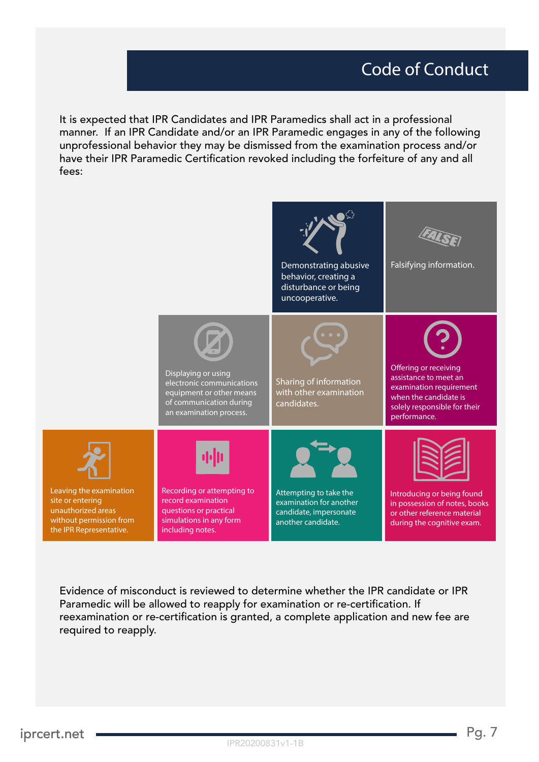# Code of Conduct

It is expected that IPR Candidates and IPR Paramedics shall act in a professional manner. If an IPR Candidate and/or an IPR Paramedic engages in any of the following unprofessional behavior they may be dismissed from the examination process and/or have their IPR Paramedic Certification revoked including the forfeiture of any and all fees:

- Demonstrating abusive behavior, creating a disturbance or being uncooperative.
- Falsifying information.
- Displaying or using electronic communications equipment or other means of communication during an examination process.
- Sharing of information with other examination candidates.
- Offering or receiving assistance to meet an examination requirement when the candidate is solely responsible for their performance.
- Leaving the examination site or entering unauthorized areas without permission from the IPR Representative.
- Recording or attempting to record examination questions or practical simulations in any form including notes.
- Attempting to take the examination for another candidate, impersonate another candidate.
- Introducing or being found in possession of notes, books or other reference material during the cognitive exam.

Evidence of misconduct is reviewed to determine whether the IPR candidate or IPR Paramedic will be allowed to reapply for examination or re-certification. If reexamination or re-certification is granted, a complete application and new fee are required to reapply.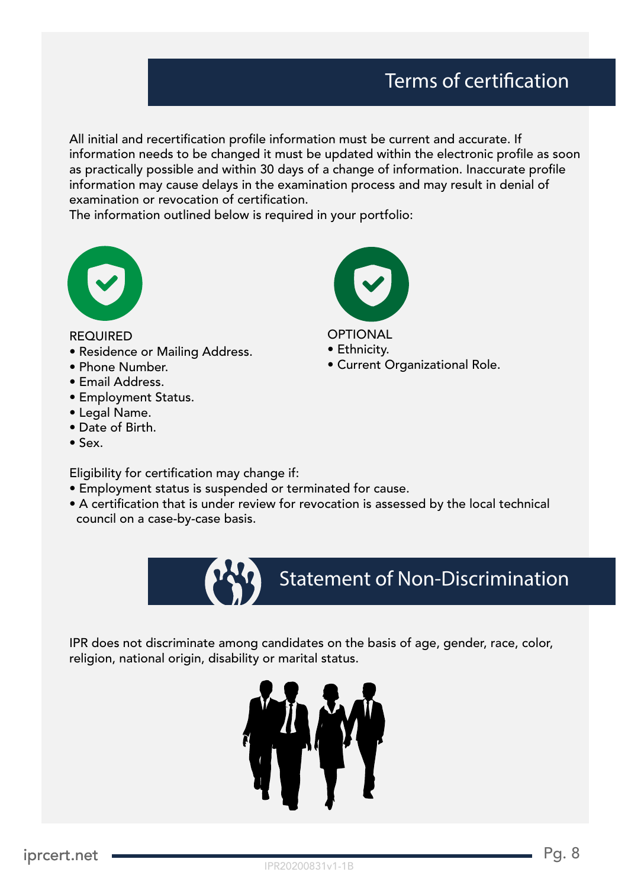## Terms of certification

All initial and recertification profile information must be current and accurate. If information needs to be changed it must be updated within the electronic profile as soon as practically possible and within 30 days of a change of information. Inaccurate profile information may cause delays in the examination process and may result in denial of examination or revocation of certification.
The information outlined below is required in your portfolio:

REQUIRED
- Residence or Mailing Address.
- Phone Number.
- Email Address.
- Employment Status.
- Legal Name.
- Date of Birth.
- Sex.

OPTIONAL
- Ethnicity.
- Current Organizational Role.

Eligibility for certification may change if:
- Employment status is suspended or terminated for cause.
- A certification that is under review for revocation is assessed by the local technical council on a case-by-case basis.

## Statement of Non-Discrimination

IPR does not discriminate among candidates on the basis of age, gender, race, color, religion, national origin, disability or marital status.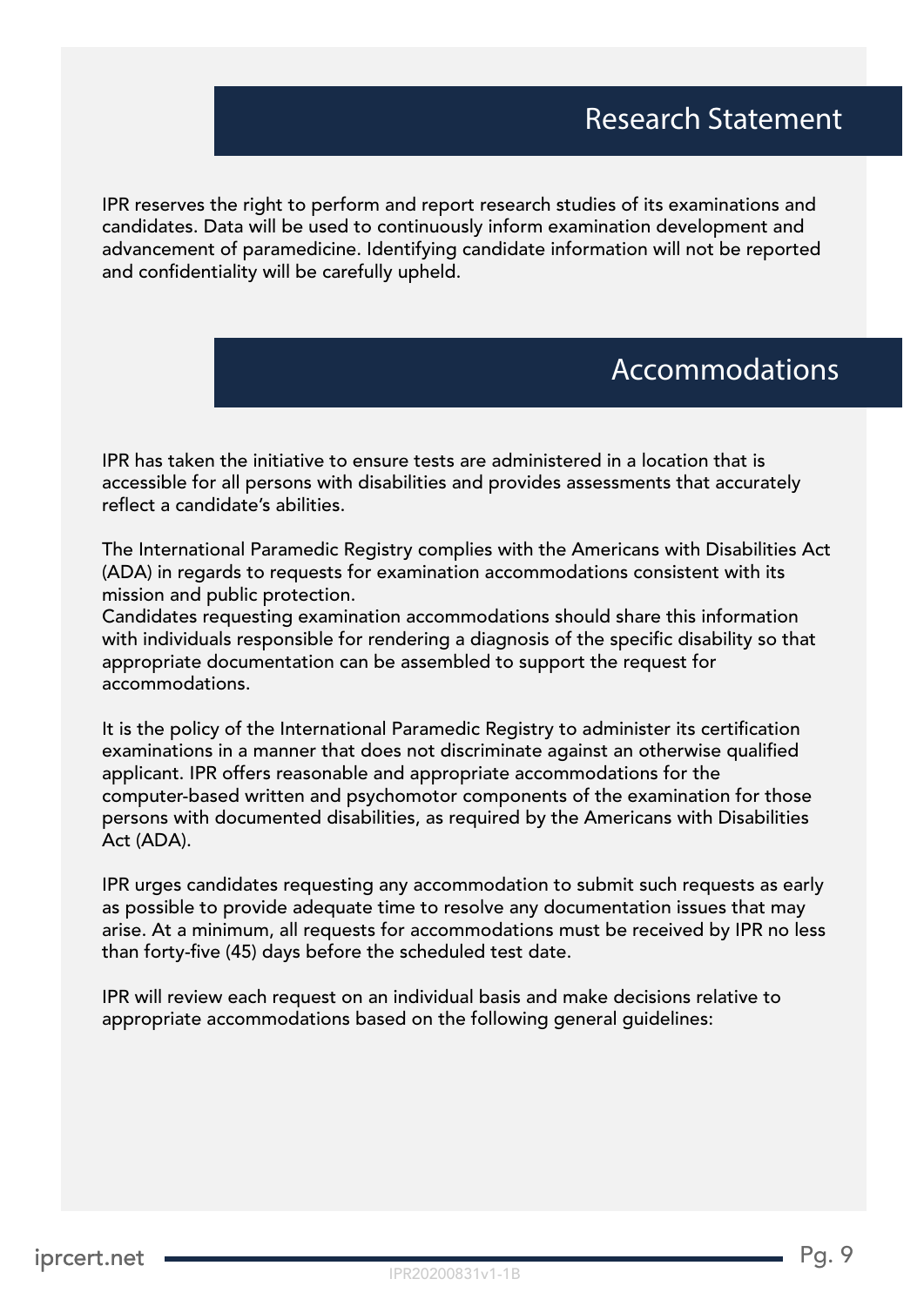## Research Statement

IPR reserves the right to perform and report research studies of its examinations and candidates. Data will be used to continuously inform examination development and advancement of paramedicine. Identifying candidate information will not be reported and confidentiality will be carefully upheld.

## Accommodations

IPR has taken the initiative to ensure tests are administered in a location that is accessible for all persons with disabilities and provides assessments that accurately reflect a candidate's abilities.

The International Paramedic Registry complies with the Americans with Disabilities Act (ADA) in regards to requests for examination accommodations consistent with its mission and public protection.
Candidates requesting examination accommodations should share this information with individuals responsible for rendering a diagnosis of the specific disability so that appropriate documentation can be assembled to support the request for accommodations.

It is the policy of the International Paramedic Registry to administer its certification examinations in a manner that does not discriminate against an otherwise qualified applicant. IPR offers reasonable and appropriate accommodations for the computer-based written and psychomotor components of the examination for those persons with documented disabilities, as required by the Americans with Disabilities Act (ADA).

IPR urges candidates requesting any accommodation to submit such requests as early as possible to provide adequate time to resolve any documentation issues that may arise. At a minimum, all requests for accommodations must be received by IPR no less than forty-five (45) days before the scheduled test date.

IPR will review each request on an individual basis and make decisions relative to appropriate accommodations based on the following general guidelines: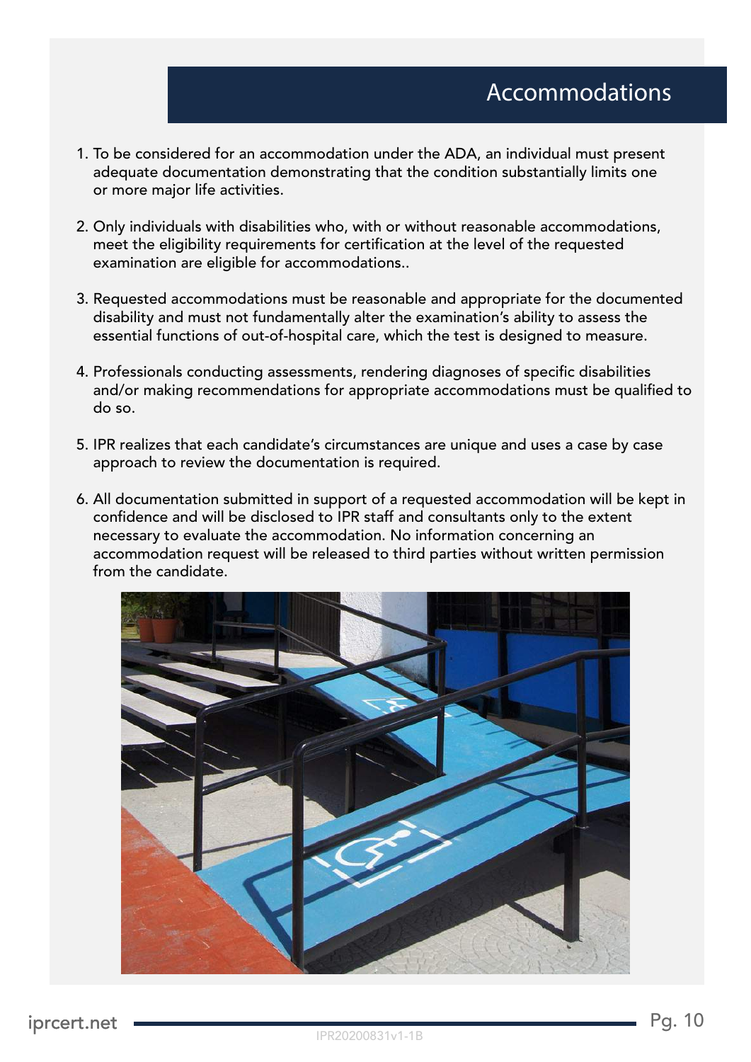# Accommodations

1. To be considered for an accommodation under the ADA, an individual must present adequate documentation demonstrating that the condition substantially limits one or more major life activities.

2. Only individuals with disabilities who, with or without reasonable accommodations, meet the eligibility requirements for certification at the level of the requested examination are eligible for accommodations..

3. Requested accommodations must be reasonable and appropriate for the documented disability and must not fundamentally alter the examination's ability to assess the essential functions of out-of-hospital care, which the test is designed to measure.

4. Professionals conducting assessments, rendering diagnoses of specific disabilities and/or making recommendations for appropriate accommodations must be qualified to do so.

5. IPR realizes that each candidate's circumstances are unique and uses a case by case approach to review the documentation is required.

6. All documentation submitted in support of a requested accommodation will be kept in confidence and will be disclosed to IPR staff and consultants only to the extent necessary to evaluate the accommodation. No information concerning an accommodation request will be released to third parties without written permission from the candidate.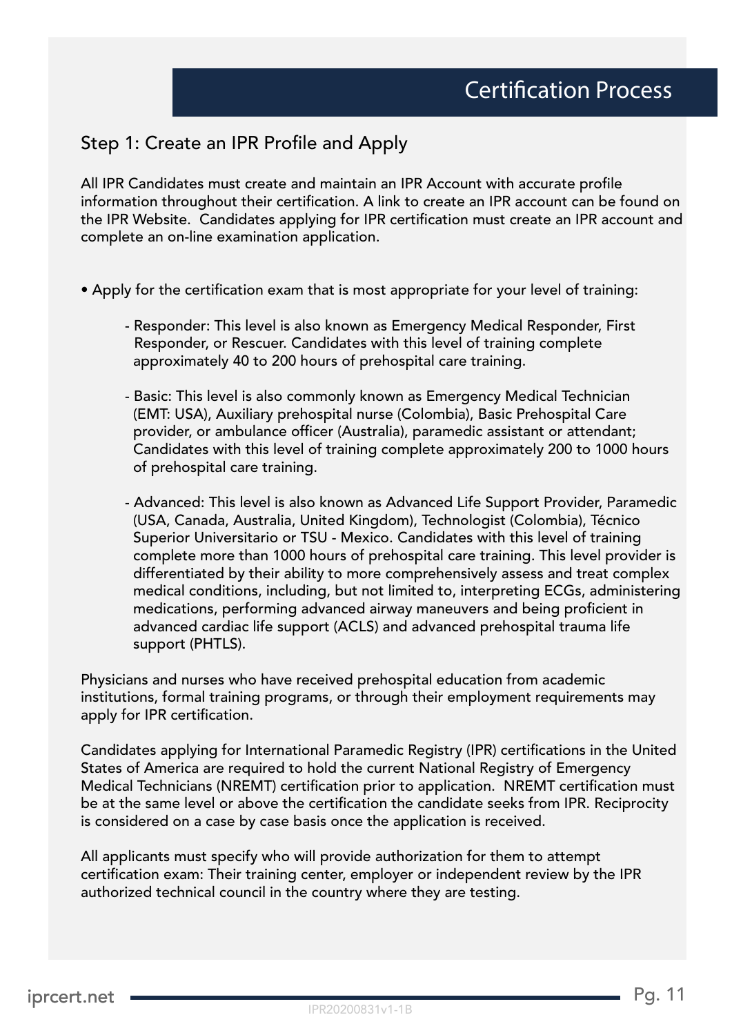# Certification Process

## Step 1: Create an IPR Profile and Apply

All IPR Candidates must create and maintain an IPR Account with accurate profile information throughout their certification. A link to create an IPR account can be found on the IPR Website. Candidates applying for IPR certification must create an IPR account and complete an on-line examination application.

- Apply for the certification exam that is most appropriate for your level of training:
  - Responder: This level is also known as Emergency Medical Responder, First Responder, or Rescuer. Candidates with this level of training complete approximately 40 to 200 hours of prehospital care training.
  - Basic: This level is also commonly known as Emergency Medical Technician (EMT: USA), Auxiliary prehospital nurse (Colombia), Basic Prehospital Care provider, or ambulance officer (Australia), paramedic assistant or attendant; Candidates with this level of training complete approximately 200 to 1000 hours of prehospital care training.
  - Advanced: This level is also known as Advanced Life Support Provider, Paramedic (USA, Canada, Australia, United Kingdom), Technologist (Colombia), Técnico Superior Universitario or TSU - Mexico. Candidates with this level of training complete more than 1000 hours of prehospital care training. This level provider is differentiated by their ability to more comprehensively assess and treat complex medical conditions, including, but not limited to, interpreting ECGs, administering medications, performing advanced airway maneuvers and being proficient in advanced cardiac life support (ACLS) and advanced prehospital trauma life support (PHTLS).

Physicians and nurses who have received prehospital education from academic institutions, formal training programs, or through their employment requirements may apply for IPR certification.

Candidates applying for International Paramedic Registry (IPR) certifications in the United States of America are required to hold the current National Registry of Emergency Medical Technicians (NREMT) certification prior to application. NREMT certification must be at the same level or above the certification the candidate seeks from IPR. Reciprocity is considered on a case by case basis once the application is received.

All applicants must specify who will provide authorization for them to attempt certification exam: Their training center, employer or independent review by the IPR authorized technical council in the country where they are testing.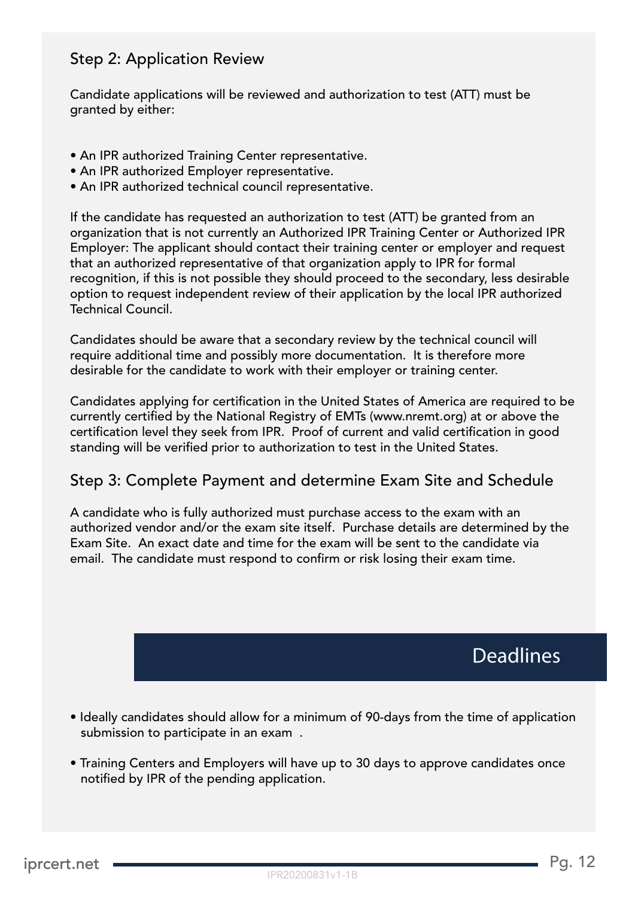## Step 2: Application Review

Candidate applications will be reviewed and authorization to test (ATT) must be granted by either:

- An IPR authorized Training Center representative.
- An IPR authorized Employer representative.
- An IPR authorized technical council representative.

If the candidate has requested an authorization to test (ATT) be granted from an organization that is not currently an Authorized IPR Training Center or Authorized IPR Employer: The applicant should contact their training center or employer and request that an authorized representative of that organization apply to IPR for formal recognition, if this is not possible they should proceed to the secondary, less desirable option to request independent review of their application by the local IPR authorized Technical Council.

Candidates should be aware that a secondary review by the technical council will require additional time and possibly more documentation. It is therefore more desirable for the candidate to work with their employer or training center.

Candidates applying for certification in the United States of America are required to be currently certified by the National Registry of EMTs (www.nremt.org) at or above the certification level they seek from IPR. Proof of current and valid certification in good standing will be verified prior to authorization to test in the United States.

## Step 3: Complete Payment and determine Exam Site and Schedule

A candidate who is fully authorized must purchase access to the exam with an authorized vendor and/or the exam site itself. Purchase details are determined by the Exam Site. An exact date and time for the exam will be sent to the candidate via email. The candidate must respond to confirm or risk losing their exam time.

# Deadlines

- Ideally candidates should allow for a minimum of 90-days from the time of application submission to participate in an exam .
- Training Centers and Employers will have up to 30 days to approve candidates once notified by IPR of the pending application.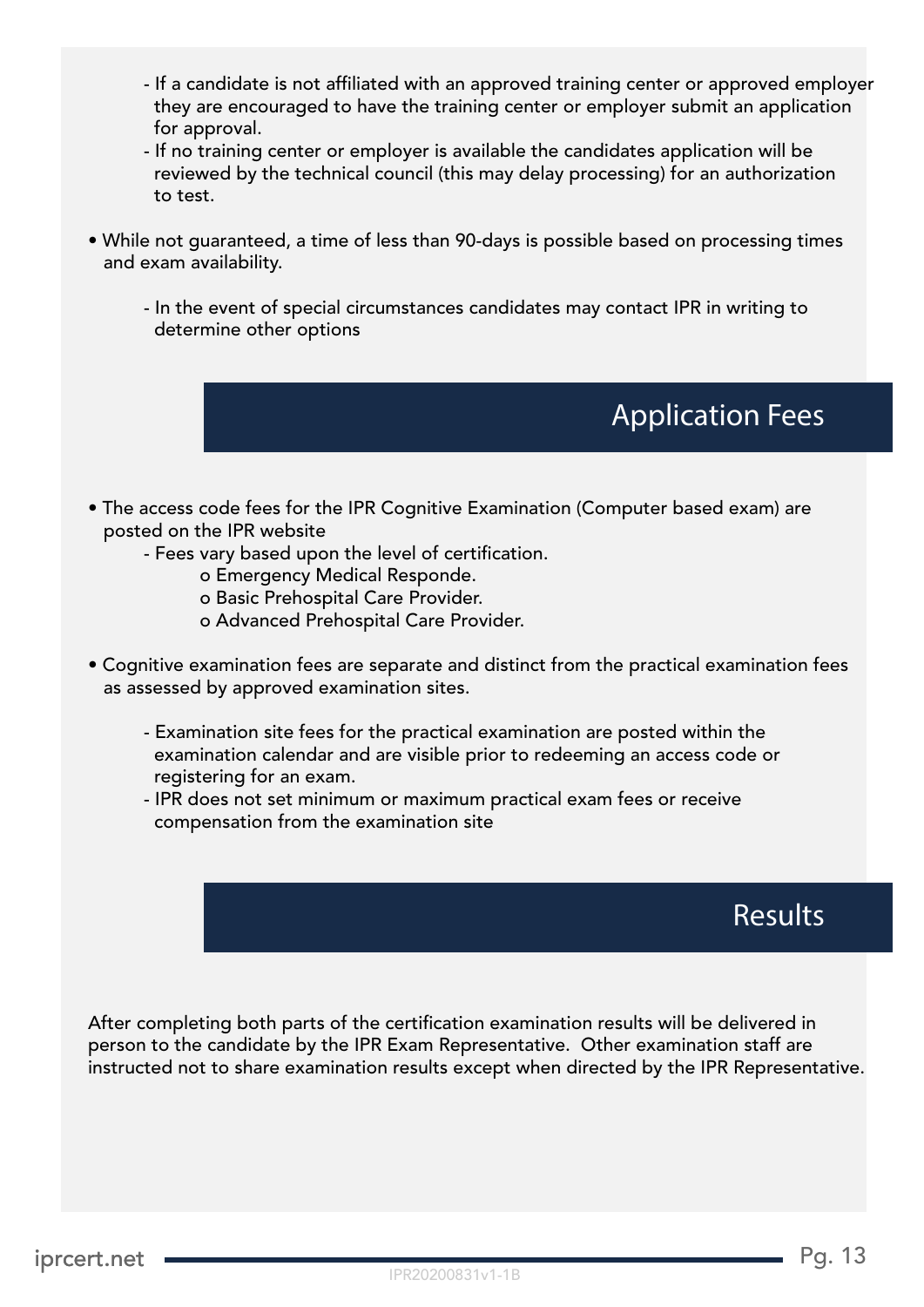- If a candidate is not affiliated with an approved training center or approved employer they are encouraged to have the training center or employer submit an application for approval.
- If no training center or employer is available the candidates application will be reviewed by the technical council (this may delay processing) for an authorization to test.

• While not guaranteed, a time of less than 90-days is possible based on processing times and exam availability.

  - In the event of special circumstances candidates may contact IPR in writing to determine other options

## Application Fees

• The access code fees for the IPR Cognitive Examination (Computer based exam) are posted on the IPR website
  - Fees vary based upon the level of certification.
    - o Emergency Medical Responde.
    - o Basic Prehospital Care Provider.
    - o Advanced Prehospital Care Provider.

• Cognitive examination fees are separate and distinct from the practical examination fees as assessed by approved examination sites.

  - Examination site fees for the practical examination are posted within the examination calendar and are visible prior to redeeming an access code or registering for an exam.
  - IPR does not set minimum or maximum practical exam fees or receive compensation from the examination site

## Results

After completing both parts of the certification examination results will be delivered in person to the candidate by the IPR Exam Representative. Other examination staff are instructed not to share examination results except when directed by the IPR Representative.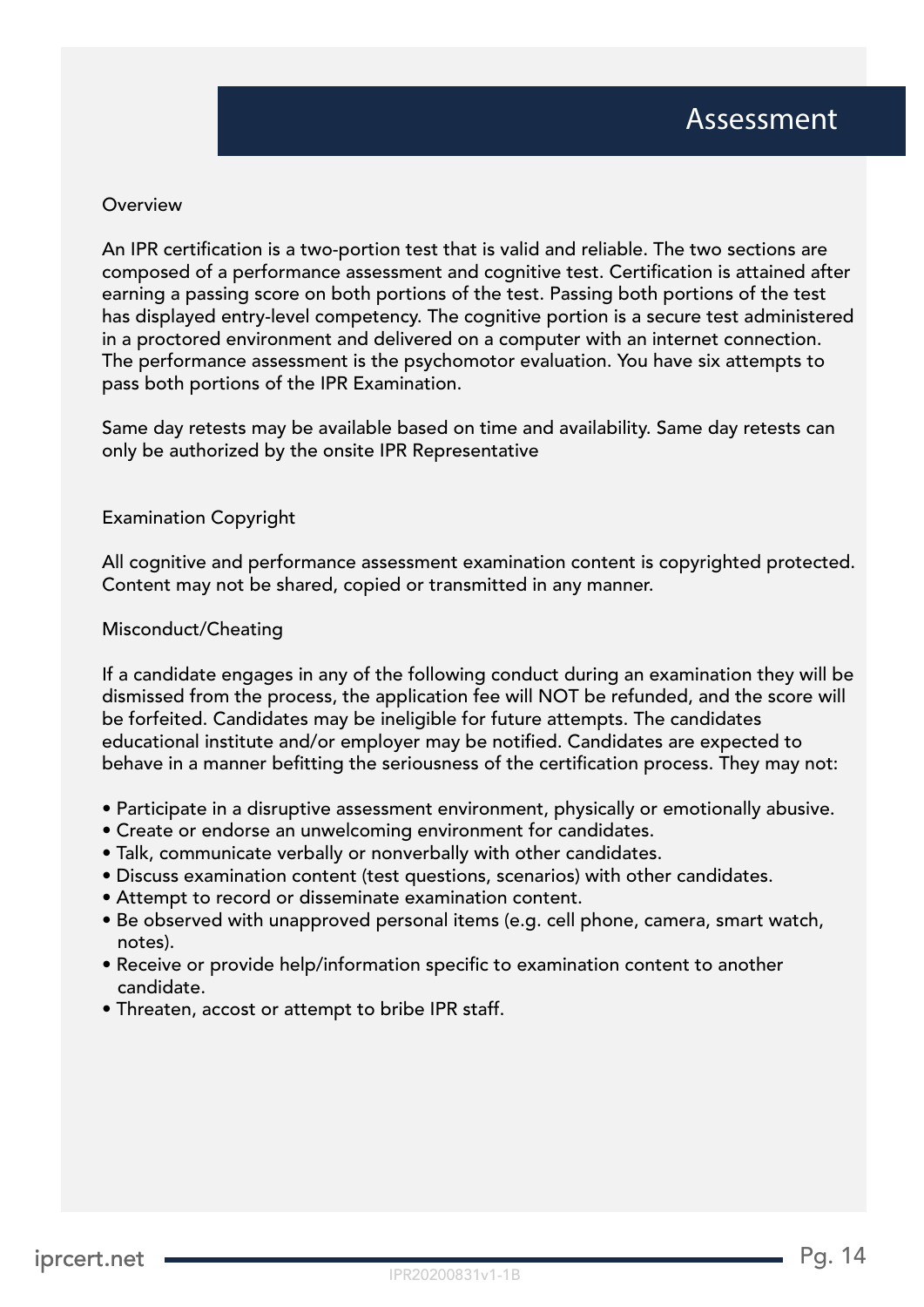# Assessment

## Overview

An IPR certification is a two-portion test that is valid and reliable. The two sections are composed of a performance assessment and cognitive test. Certification is attained after earning a passing score on both portions of the test. Passing both portions of the test has displayed entry-level competency. The cognitive portion is a secure test administered in a proctored environment and delivered on a computer with an internet connection. The performance assessment is the psychomotor evaluation. You have six attempts to pass both portions of the IPR Examination.

Same day retests may be available based on time and availability. Same day retests can only be authorized by the onsite IPR Representative

## Examination Copyright

All cognitive and performance assessment examination content is copyrighted protected. Content may not be shared, copied or transmitted in any manner.

## Misconduct/Cheating

If a candidate engages in any of the following conduct during an examination they will be dismissed from the process, the application fee will NOT be refunded, and the score will be forfeited. Candidates may be ineligible for future attempts. The candidates educational institute and/or employer may be notified. Candidates are expected to behave in a manner befitting the seriousness of the certification process. They may not:

- Participate in a disruptive assessment environment, physically or emotionally abusive.
- Create or endorse an unwelcoming environment for candidates.
- Talk, communicate verbally or nonverbally with other candidates.
- Discuss examination content (test questions, scenarios) with other candidates.
- Attempt to record or disseminate examination content.
- Be observed with unapproved personal items (e.g. cell phone, camera, smart watch, notes).
- Receive or provide help/information specific to examination content to another candidate.
- Threaten, accost or attempt to bribe IPR staff.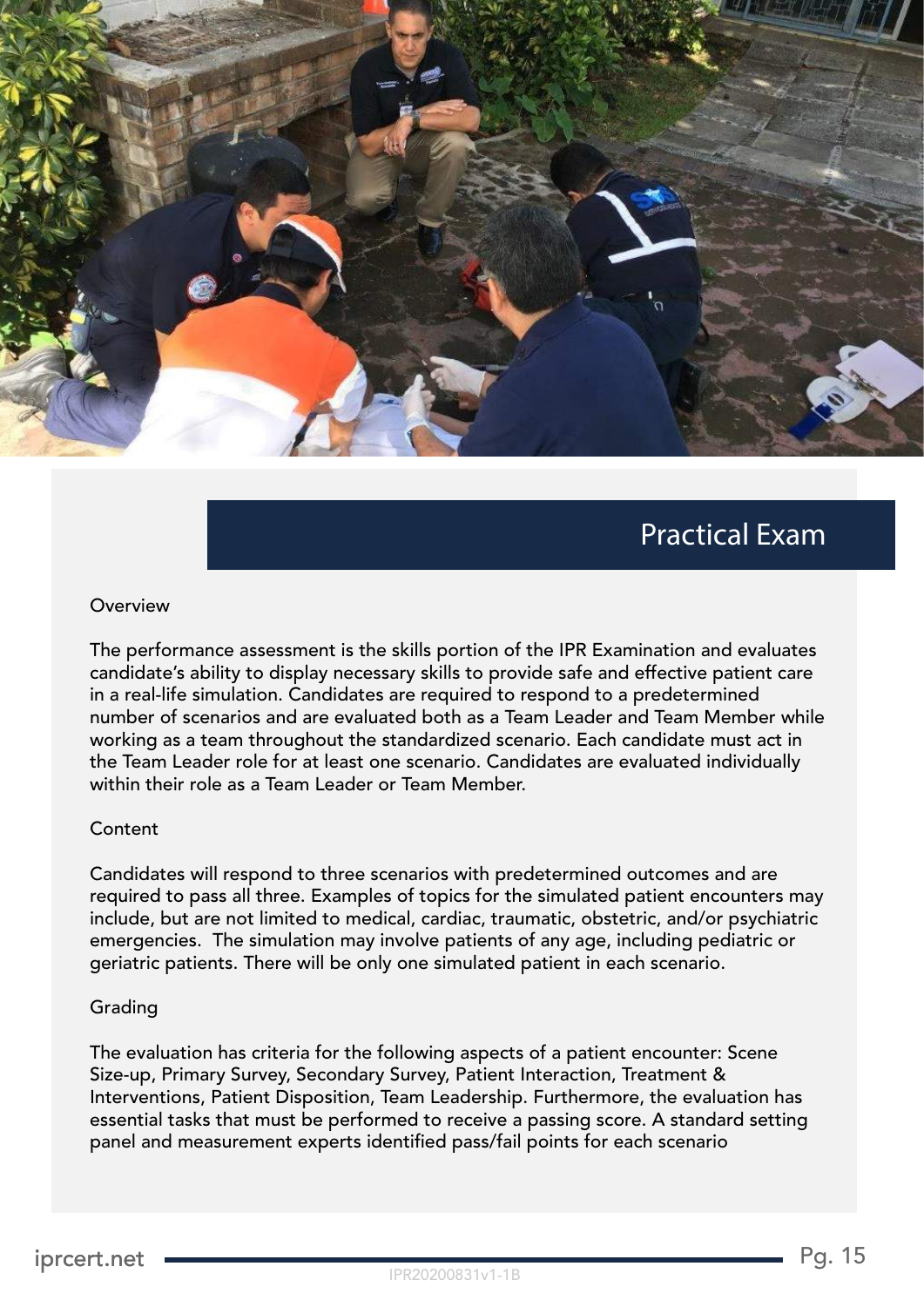## Practical Exam

### Overview

The performance assessment is the skills portion of the IPR Examination and evaluates candidate's ability to display necessary skills to provide safe and effective patient care in a real-life simulation. Candidates are required to respond to a predetermined number of scenarios and are evaluated both as a Team Leader and Team Member while working as a team throughout the standardized scenario. Each candidate must act in the Team Leader role for at least one scenario. Candidates are evaluated individually within their role as a Team Leader or Team Member.

### Content

Candidates will respond to three scenarios with predetermined outcomes and are required to pass all three. Examples of topics for the simulated patient encounters may include, but are not limited to medical, cardiac, traumatic, obstetric, and/or psychiatric emergencies. The simulation may involve patients of any age, including pediatric or geriatric patients. There will be only one simulated patient in each scenario.

### Grading

The evaluation has criteria for the following aspects of a patient encounter: Scene Size-up, Primary Survey, Secondary Survey, Patient Interaction, Treatment & Interventions, Patient Disposition, Team Leadership. Furthermore, the evaluation has essential tasks that must be performed to receive a passing score. A standard setting panel and measurement experts identified pass/fail points for each scenario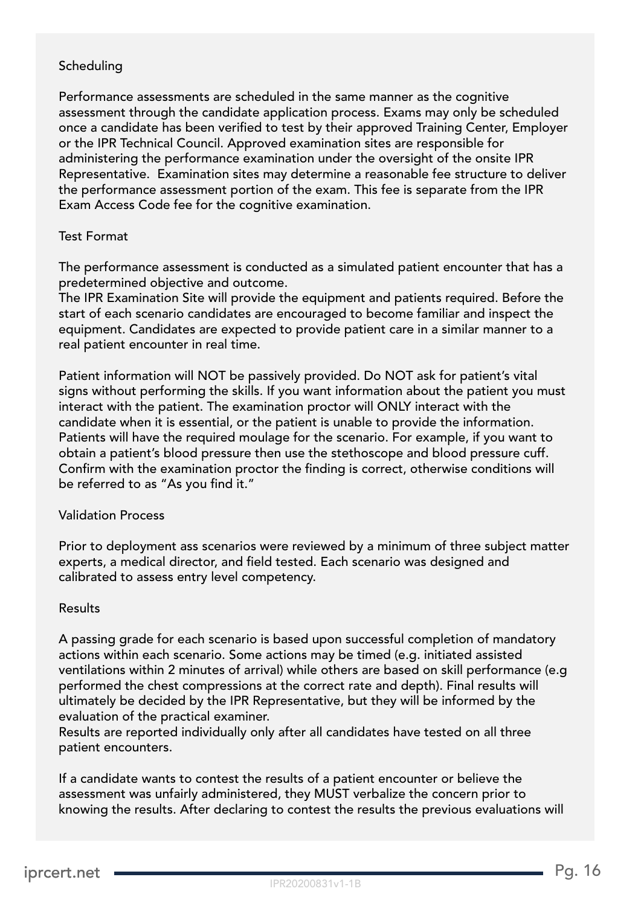### Scheduling

Performance assessments are scheduled in the same manner as the cognitive assessment through the candidate application process. Exams may only be scheduled once a candidate has been verified to test by their approved Training Center, Employer or the IPR Technical Council. Approved examination sites are responsible for administering the performance examination under the oversight of the onsite IPR Representative. Examination sites may determine a reasonable fee structure to deliver the performance assessment portion of the exam. This fee is separate from the IPR Exam Access Code fee for the cognitive examination.

### Test Format

The performance assessment is conducted as a simulated patient encounter that has a predetermined objective and outcome.
The IPR Examination Site will provide the equipment and patients required. Before the start of each scenario candidates are encouraged to become familiar and inspect the equipment. Candidates are expected to provide patient care in a similar manner to a real patient encounter in real time.

Patient information will NOT be passively provided. Do NOT ask for patient's vital signs without performing the skills. If you want information about the patient you must interact with the patient. The examination proctor will ONLY interact with the candidate when it is essential, or the patient is unable to provide the information. Patients will have the required moulage for the scenario. For example, if you want to obtain a patient's blood pressure then use the stethoscope and blood pressure cuff. Confirm with the examination proctor the finding is correct, otherwise conditions will be referred to as "As you find it."

### Validation Process

Prior to deployment ass scenarios were reviewed by a minimum of three subject matter experts, a medical director, and field tested. Each scenario was designed and calibrated to assess entry level competency.

### Results

A passing grade for each scenario is based upon successful completion of mandatory actions within each scenario. Some actions may be timed (e.g. initiated assisted ventilations within 2 minutes of arrival) while others are based on skill performance (e.g performed the chest compressions at the correct rate and depth). Final results will ultimately be decided by the IPR Representative, but they will be informed by the evaluation of the practical examiner.
Results are reported individually only after all candidates have tested on all three patient encounters.

If a candidate wants to contest the results of a patient encounter or believe the assessment was unfairly administered, they MUST verbalize the concern prior to knowing the results. After declaring to contest the results the previous evaluations will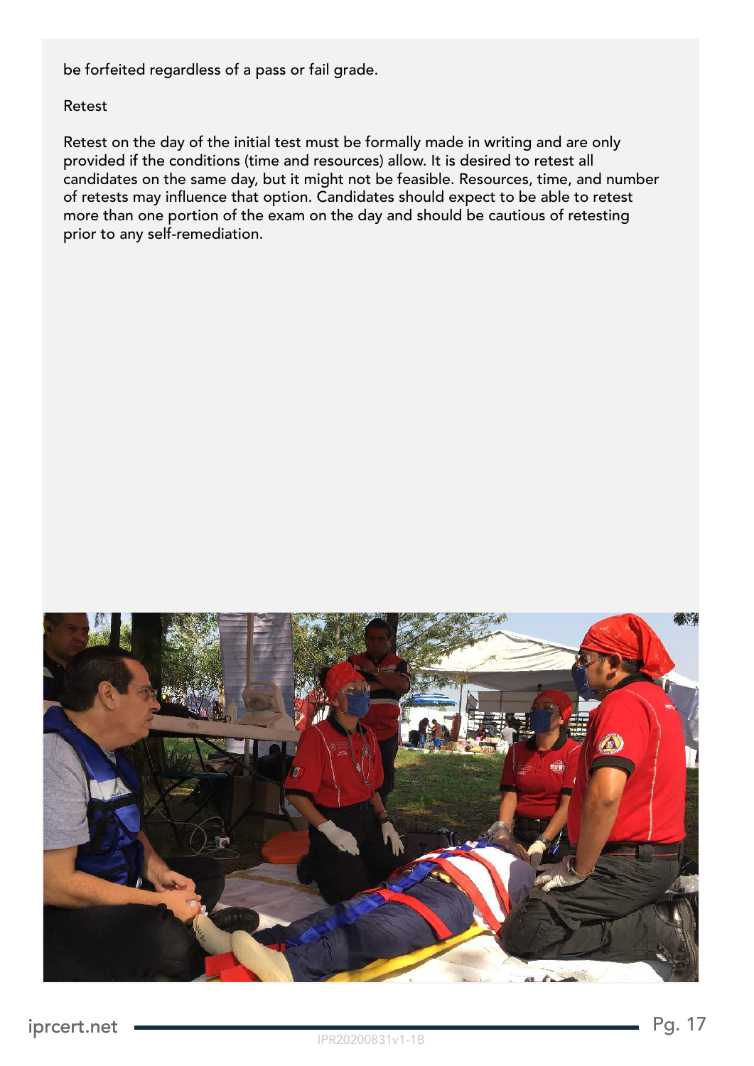be forfeited regardless of a pass or fail grade.

## Retest

Retest on the day of the initial test must be formally made in writing and are only provided if the conditions (time and resources) allow. It is desired to retest all candidates on the same day, but it might not be feasible. Resources, time, and number of retests may influence that option. Candidates should expect to be able to retest more than one portion of the exam on the day and should be cautious of retesting prior to any self-remediation.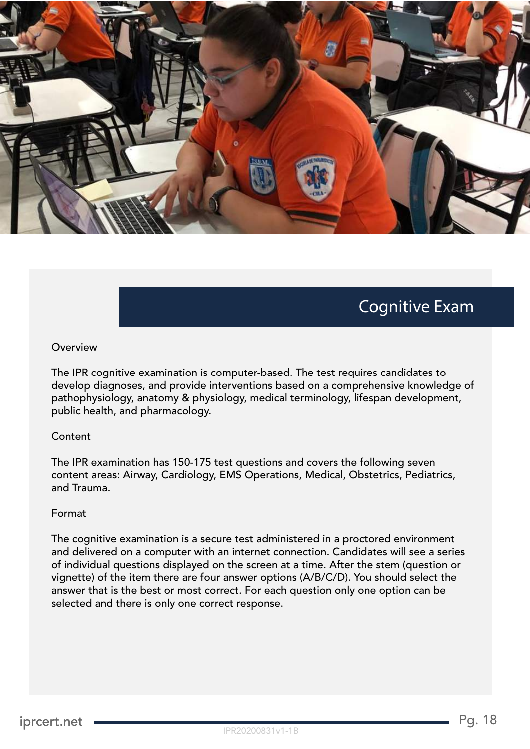## Cognitive Exam

### Overview

The IPR cognitive examination is computer-based. The test requires candidates to develop diagnoses, and provide interventions based on a comprehensive knowledge of pathophysiology, anatomy & physiology, medical terminology, lifespan development, public health, and pharmacology.

### Content

The IPR examination has 150-175 test questions and covers the following seven content areas: Airway, Cardiology, EMS Operations, Medical, Obstetrics, Pediatrics, and Trauma.

### Format

The cognitive examination is a secure test administered in a proctored environment and delivered on a computer with an internet connection. Candidates will see a series of individual questions displayed on the screen at a time. After the stem (question or vignette) of the item there are four answer options (A/B/C/D). You should select the answer that is the best or most correct. For each question only one option can be selected and there is only one correct response.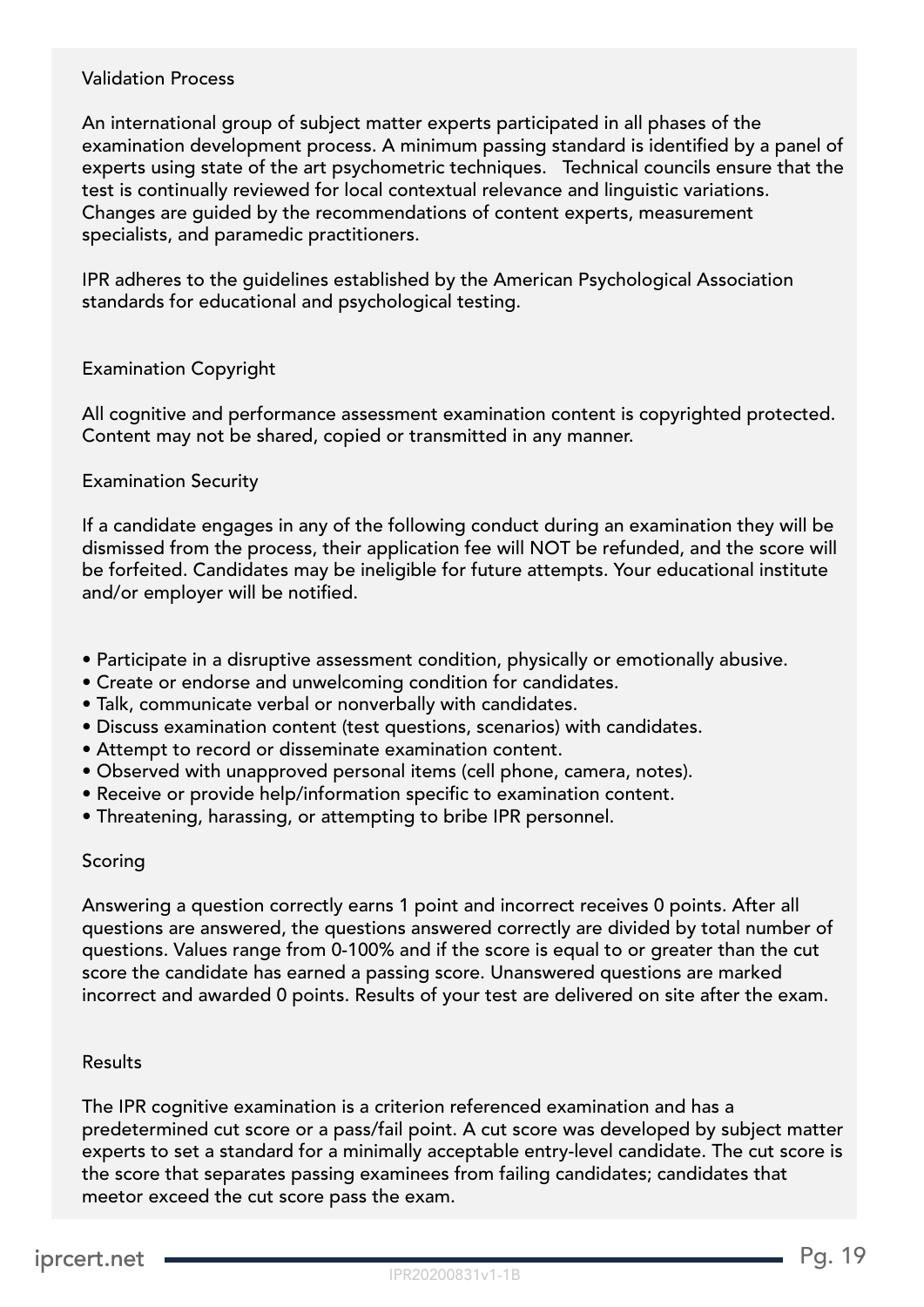## Validation Process

An international group of subject matter experts participated in all phases of the examination development process. A minimum passing standard is identified by a panel of experts using state of the art psychometric techniques. Technical councils ensure that the test is continually reviewed for local contextual relevance and linguistic variations. Changes are guided by the recommendations of content experts, measurement specialists, and paramedic practitioners.

IPR adheres to the guidelines established by the American Psychological Association standards for educational and psychological testing.

## Examination Copyright

All cognitive and performance assessment examination content is copyrighted protected. Content may not be shared, copied or transmitted in any manner.

## Examination Security

If a candidate engages in any of the following conduct during an examination they will be dismissed from the process, their application fee will NOT be refunded, and the score will be forfeited. Candidates may be ineligible for future attempts. Your educational institute and/or employer will be notified.

- Participate in a disruptive assessment condition, physically or emotionally abusive.
- Create or endorse and unwelcoming condition for candidates.
- Talk, communicate verbal or nonverbally with candidates.
- Discuss examination content (test questions, scenarios) with candidates.
- Attempt to record or disseminate examination content.
- Observed with unapproved personal items (cell phone, camera, notes).
- Receive or provide help/information specific to examination content.
- Threatening, harassing, or attempting to bribe IPR personnel.

## Scoring

Answering a question correctly earns 1 point and incorrect receives 0 points. After all questions are answered, the questions answered correctly are divided by total number of questions. Values range from 0-100% and if the score is equal to or greater than the cut score the candidate has earned a passing score. Unanswered questions are marked incorrect and awarded 0 points. Results of your test are delivered on site after the exam.

## Results

The IPR cognitive examination is a criterion referenced examination and has a predetermined cut score or a pass/fail point. A cut score was developed by subject matter experts to set a standard for a minimally acceptable entry-level candidate. The cut score is the score that separates passing examinees from failing candidates; candidates that meetor exceed the cut score pass the exam.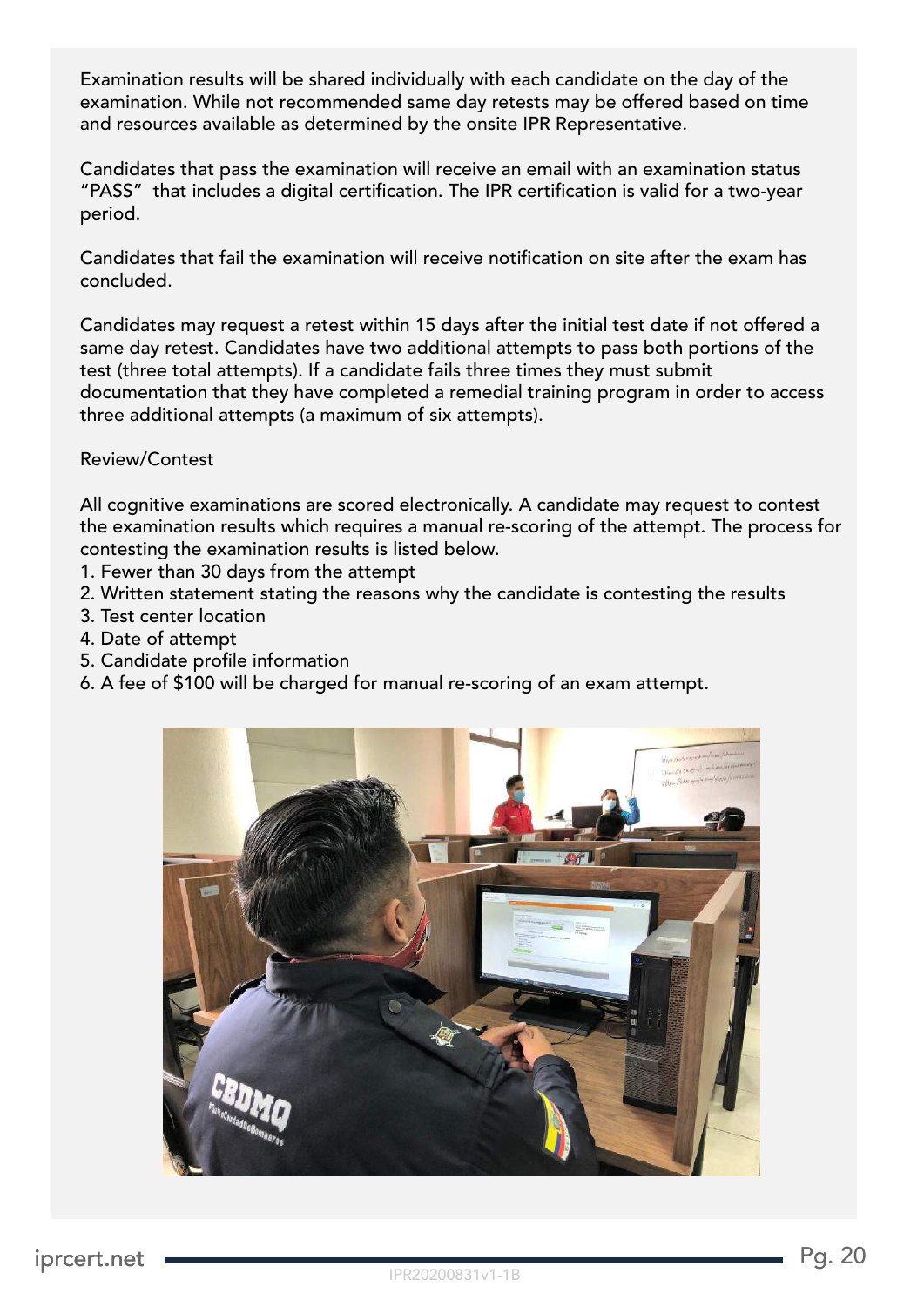Examination results will be shared individually with each candidate on the day of the examination. While not recommended same day retests may be offered based on time and resources available as determined by the onsite IPR Representative.

Candidates that pass the examination will receive an email with an examination status "PASS" that includes a digital certification. The IPR certification is valid for a two-year period.

Candidates that fail the examination will receive notification on site after the exam has concluded.

Candidates may request a retest within 15 days after the initial test date if not offered a same day retest. Candidates have two additional attempts to pass both portions of the test (three total attempts). If a candidate fails three times they must submit documentation that they have completed a remedial training program in order to access three additional attempts (a maximum of six attempts).

Review/Contest

All cognitive examinations are scored electronically. A candidate may request to contest the examination results which requires a manual re-scoring of the attempt. The process for contesting the examination results is listed below.

1. Fewer than 30 days from the attempt
2. Written statement stating the reasons why the candidate is contesting the results
3. Test center location
4. Date of attempt
5. Candidate profile information
6. A fee of $100 will be charged for manual re-scoring of an exam attempt.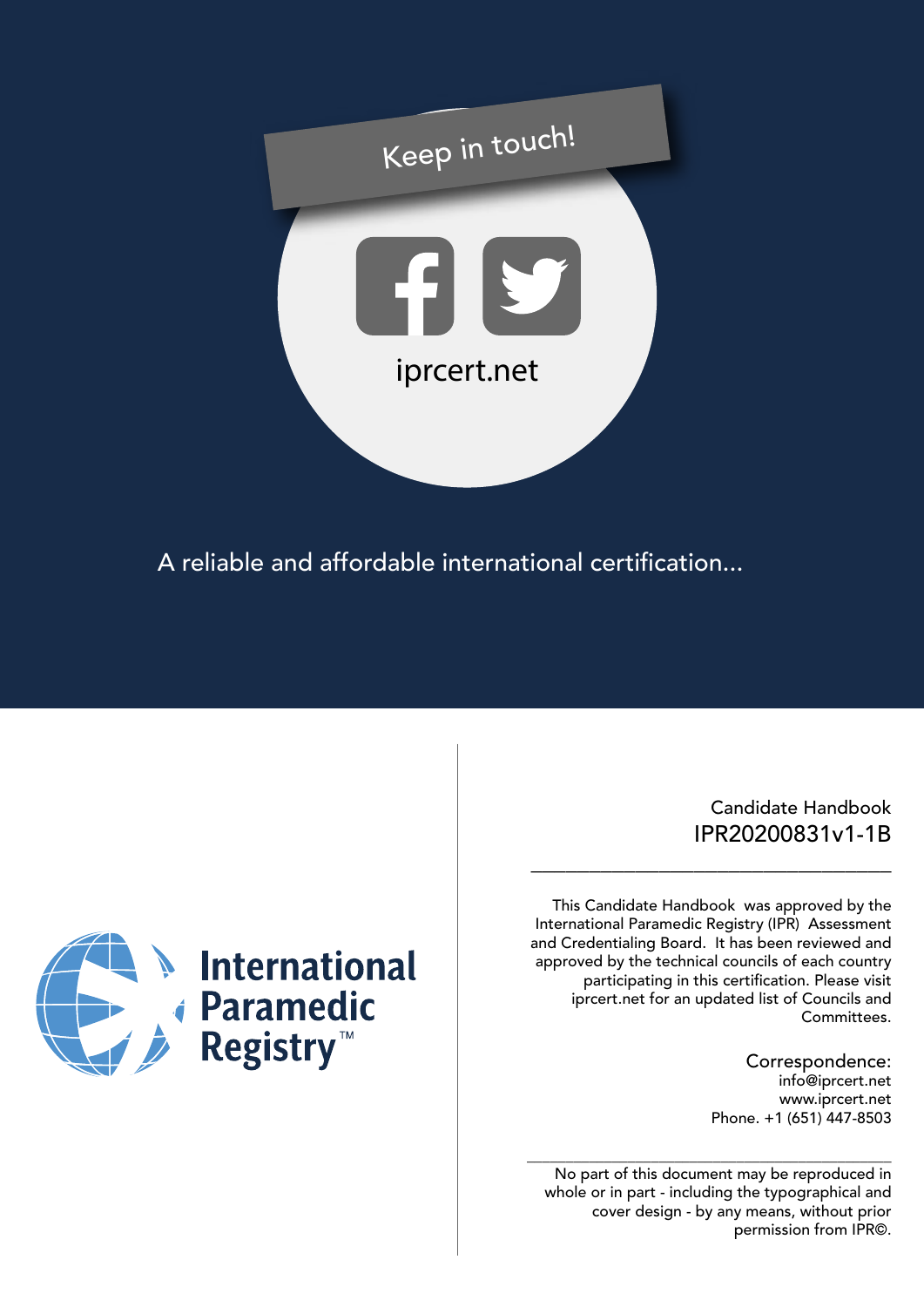Keep in touch!

iprcert.net

A reliable and affordable international certification...

International Paramedic Registry™

Candidate Handbook
IPR20200831v1-1B

---

This Candidate Handbook was approved by the International Paramedic Registry (IPR) Assessment and Credentialing Board. It has been reviewed and approved by the technical councils of each country participating in this certification. Please visit iprcert.net for an updated list of Councils and Committees.

Correspondence:
info@iprcert.net
www.iprcert.net
Phone. +1 (651) 447-8503

---

No part of this document may be reproduced in whole or in part - including the typographical and cover design - by any means, without prior permission from IPR©.